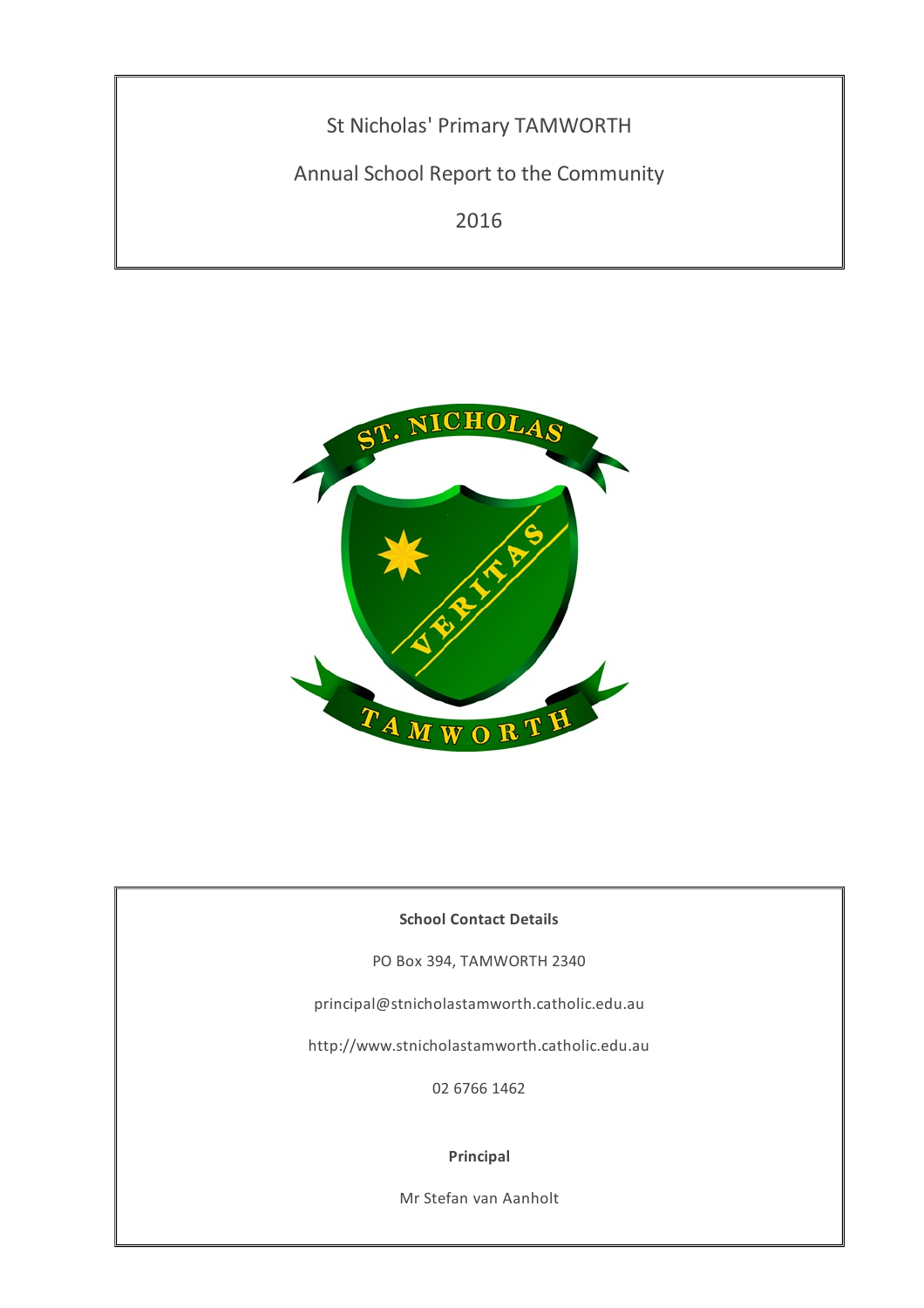# St Nicholas' Primary TAMWORTH

## Annual School Report to the Community

## 2016

**School Contact Details**

PO Box 394, TAMWORTH 2340

principal@stnicholastamworth.catholic.edu.au

http://www.stnicholastamworth.catholic.edu.au

02 6766 1462

**Principal**

Mr Stefan van Aanholt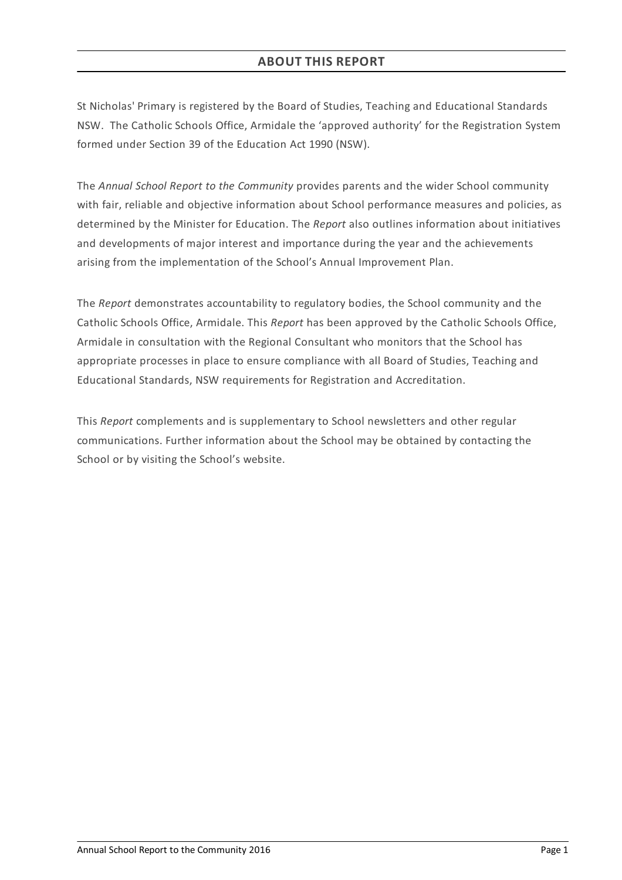## ABOUT THIS REPORT

St Nicholas' Primary is registered by the Board of Studies, Teaching and Educational Standards NSW. The Catholic Schools Office, Armidale the 'approved authority' for the Registration System formed under Section 39 of the Education Act 1990 (NSW).

The *Annual School Report to the Community* provides parents and the wider School community with fair, reliable and objective information about School performance measures and policies, as determined by the Minister for Education. The *Report* also outlines information about initiatives and developments of major interest and importance during the year and the achievements arising from the implementation of the School's Annual Improvement Plan.

The *Report* demonstrates accountability to regulatory bodies, the School community and the Catholic Schools Office, Armidale. This *Report* has been approved by the Catholic Schools Office, Armidale in consultation with the Regional Consultant who monitors that the School has appropriate processes in place to ensure compliance with all Board of Studies, Teaching and Educational Standards, NSW requirements for Registration and Accreditation.

This *Report* complements and is supplementary to School newsletters and other regular communications. Further information about the School may be obtained by contacting the School or by visiting the School's website.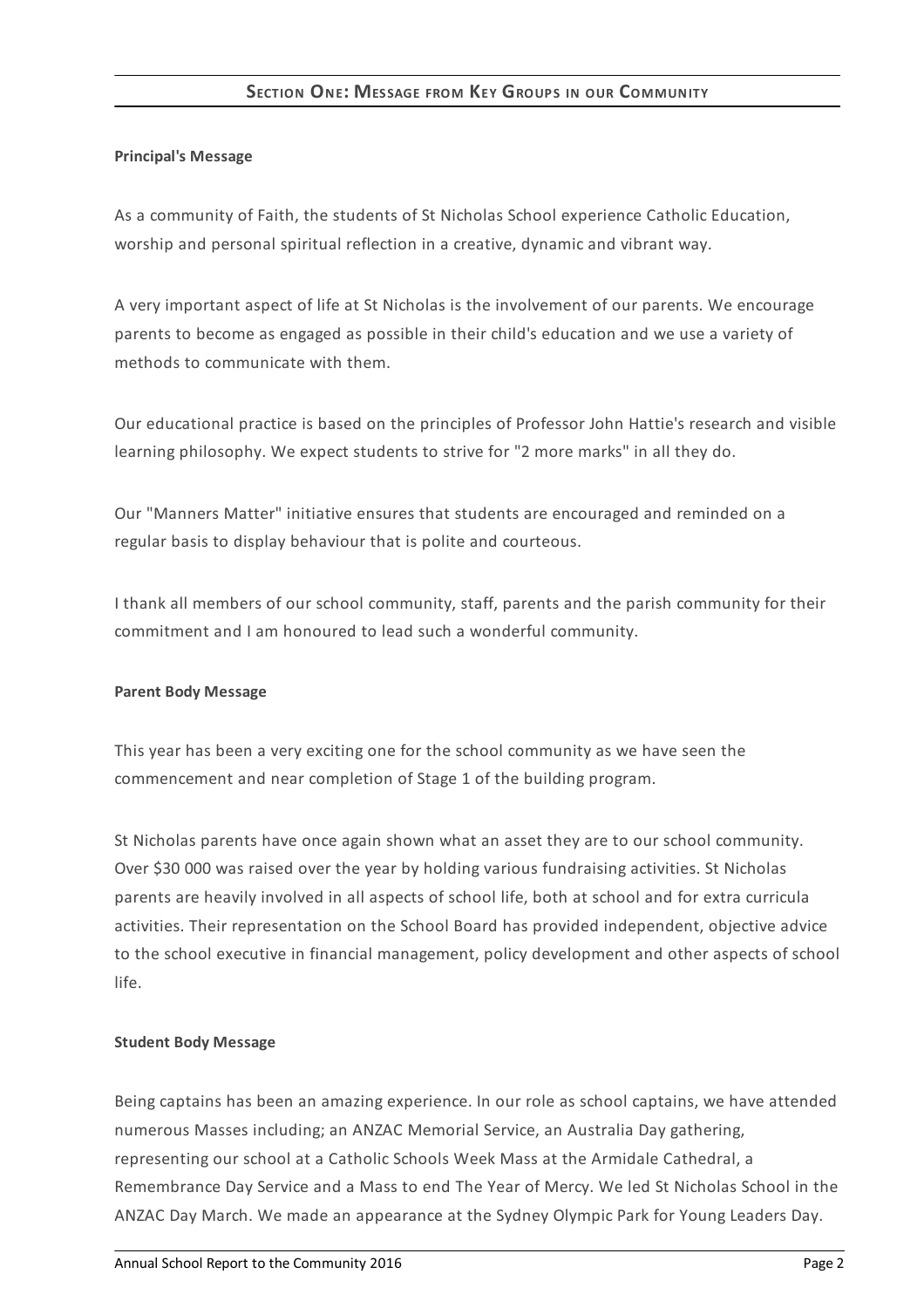## Section One: Message from Key Groups in our Community

**Principal's Message**

As a community of Faith, the students of St Nicholas School experience Catholic Education, worship and personal spiritual reflection in a creative, dynamic and vibrant way.

A very important aspect of life at St Nicholas is the involvement of our parents. We encourage parents to become as engaged as possible in their child's education and we use a variety of methods to communicate with them.

Our educational practice is based on the principles of Professor John Hattie's research and visible learning philosophy. We expect students to strive for "2 more marks" in all they do.

Our "Manners Matter" initiative ensures that students are encouraged and reminded on a regular basis to display behaviour that is polite and courteous.

I thank all members of our school community, staff, parents and the parish community for their commitment and I am honoured to lead such a wonderful community.

**Parent Body Message**

This year has been a very exciting one for the school community as we have seen the commencement and near completion of Stage 1 of the building program.

St Nicholas parents have once again shown what an asset they are to our school community. Over $30 000 was raised over the year by holding various fundraising activities. St Nicholas parents are heavily involved in all aspects of school life, both at school and for extra curricula activities. Their representation on the School Board has provided independent, objective advice to the school executive in financial management, policy development and other aspects of school life.

**Student Body Message**

Being captains has been an amazing experience. In our role as school captains, we have attended numerous Masses including; an ANZAC Memorial Service, an Australia Day gathering, representing our school at a Catholic Schools Week Mass at the Armidale Cathedral, a Remembrance Day Service and a Mass to end The Year of Mercy. We led St Nicholas School in the ANZAC Day March. We made an appearance at the Sydney Olympic Park for Young Leaders Day.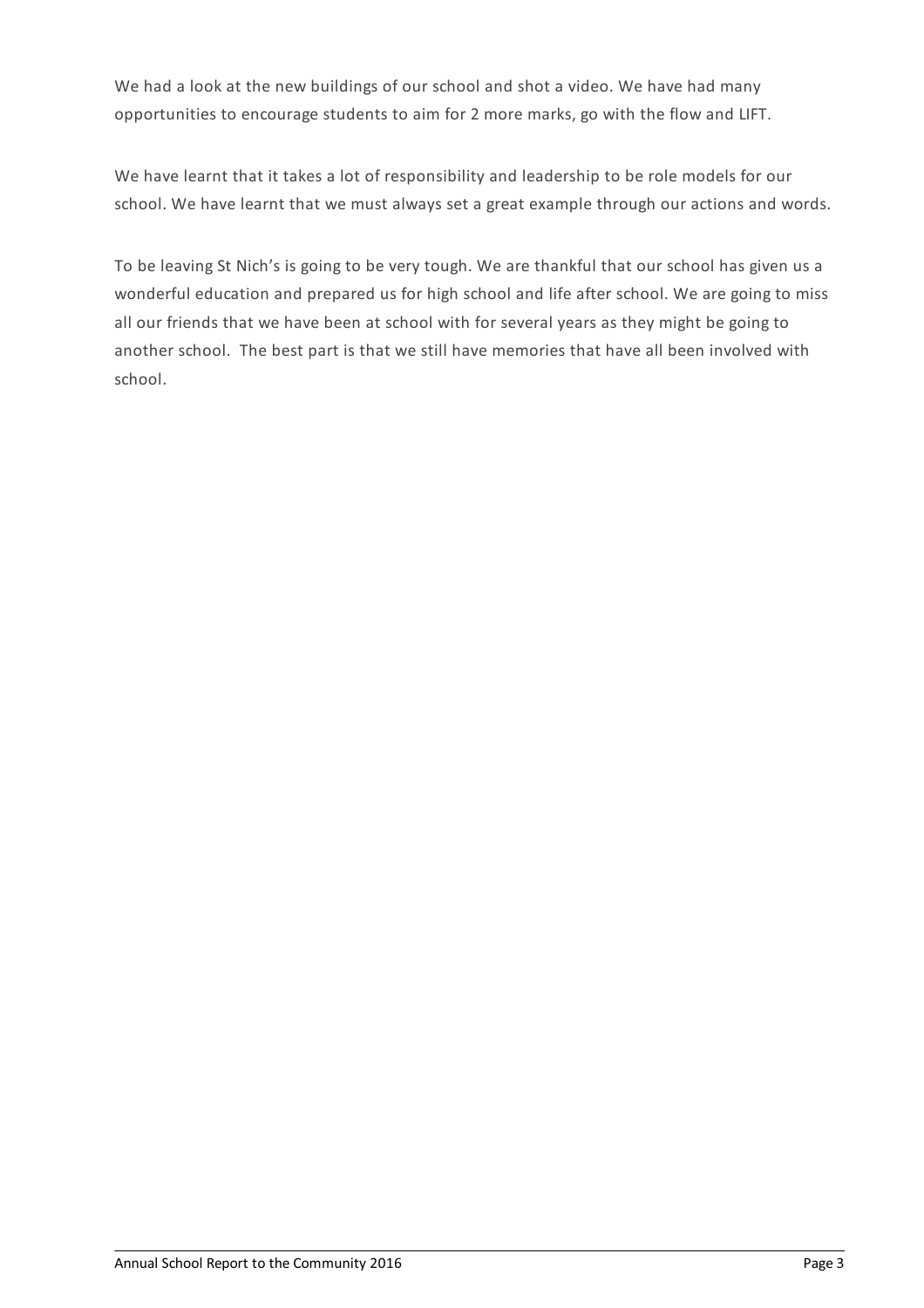We had a look at the new buildings of our school and shot a video. We have had many opportunities to encourage students to aim for 2 more marks, go with the flow and LIFT.

We have learnt that it takes a lot of responsibility and leadership to be role models for our school. We have learnt that we must always set a great example through our actions and words.

To be leaving St Nich's is going to be very tough. We are thankful that our school has given us a wonderful education and prepared us for high school and life after school. We are going to miss all our friends that we have been at school with for several years as they might be going to another school. The best part is that we still have memories that have all been involved with school.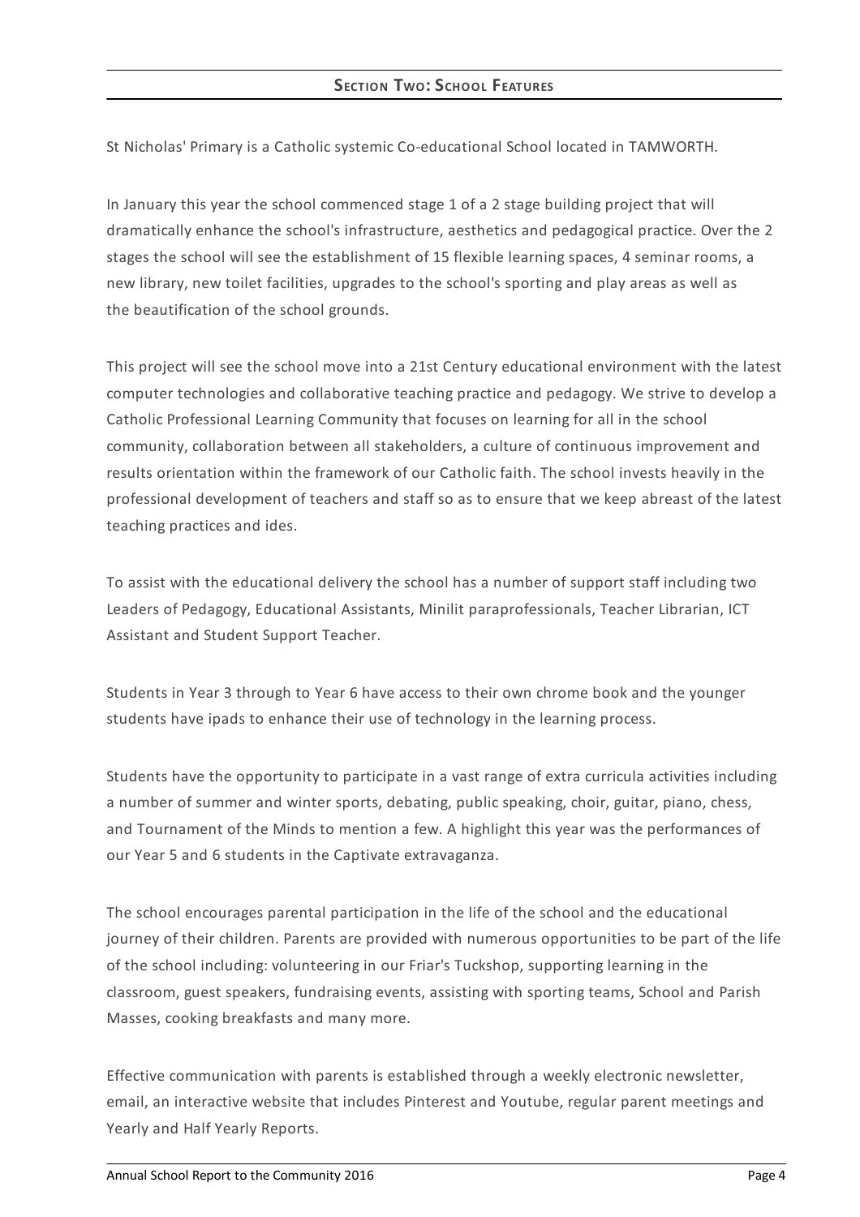## Section Two: School Features

St Nicholas' Primary is a Catholic systemic Co-educational School located in TAMWORTH.

In January this year the school commenced stage 1 of a 2 stage building project that will dramatically enhance the school's infrastructure, aesthetics and pedagogical practice. Over the 2 stages the school will see the establishment of 15 flexible learning spaces, 4 seminar rooms, a new library, new toilet facilities, upgrades to the school's sporting and play areas as well as the beautification of the school grounds.

This project will see the school move into a 21st Century educational environment with the latest computer technologies and collaborative teaching practice and pedagogy. We strive to develop a Catholic Professional Learning Community that focuses on learning for all in the school community, collaboration between all stakeholders, a culture of continuous improvement and results orientation within the framework of our Catholic faith. The school invests heavily in the professional development of teachers and staff so as to ensure that we keep abreast of the latest teaching practices and ides.

To assist with the educational delivery the school has a number of support staff including two Leaders of Pedagogy, Educational Assistants, Minilit paraprofessionals, Teacher Librarian, ICT Assistant and Student Support Teacher.

Students in Year 3 through to Year 6 have access to their own chrome book and the younger students have ipads to enhance their use of technology in the learning process.

Students have the opportunity to participate in a vast range of extra curricula activities including a number of summer and winter sports, debating, public speaking, choir, guitar, piano, chess, and Tournament of the Minds to mention a few. A highlight this year was the performances of our Year 5 and 6 students in the Captivate extravaganza.

The school encourages parental participation in the life of the school and the educational journey of their children. Parents are provided with numerous opportunities to be part of the life of the school including: volunteering in our Friar's Tuckshop, supporting learning in the classroom, guest speakers, fundraising events, assisting with sporting teams, School and Parish Masses, cooking breakfasts and many more.

Effective communication with parents is established through a weekly electronic newsletter, email, an interactive website that includes Pinterest and Youtube, regular parent meetings and Yearly and Half Yearly Reports.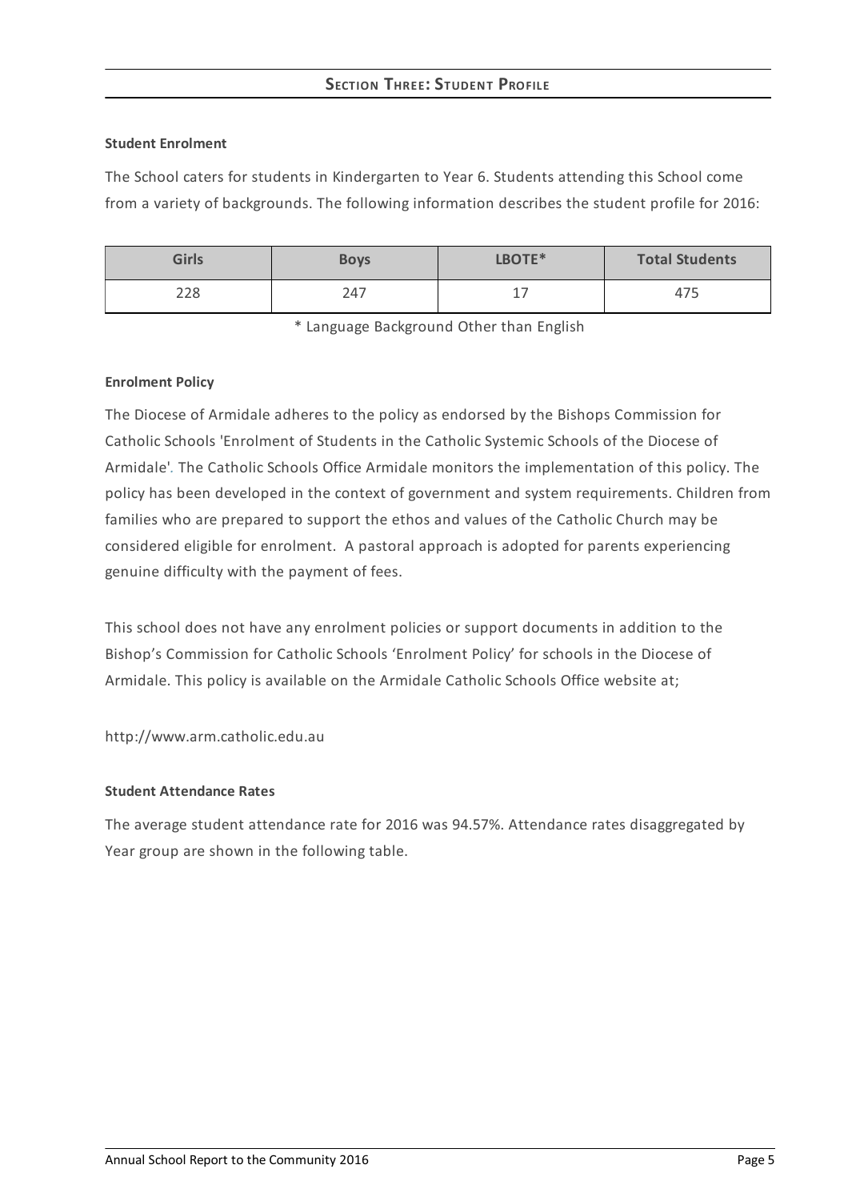## Section Three: Student Profile

**Student Enrolment**

The School caters for students in Kindergarten to Year 6. Students attending this School come from a variety of backgrounds. The following information describes the student profile for 2016:

| Girls | Boys | LBOTE* | Total Students |
|---|---|---|---|
| 228 | 247 | 17 | 475 |

\* Language Background Other than English

**Enrolment Policy**

The Diocese of Armidale adheres to the policy as endorsed by the Bishops Commission for Catholic Schools 'Enrolment of Students in the Catholic Systemic Schools of the Diocese of Armidale'. The Catholic Schools Office Armidale monitors the implementation of this policy. The policy has been developed in the context of government and system requirements. Children from families who are prepared to support the ethos and values of the Catholic Church may be considered eligible for enrolment. A pastoral approach is adopted for parents experiencing genuine difficulty with the payment of fees.

This school does not have any enrolment policies or support documents in addition to the Bishop's Commission for Catholic Schools 'Enrolment Policy' for schools in the Diocese of Armidale. This policy is available on the Armidale Catholic Schools Office website at;

http://www.arm.catholic.edu.au

**Student Attendance Rates**

The average student attendance rate for 2016 was 94.57%. Attendance rates disaggregated by Year group are shown in the following table.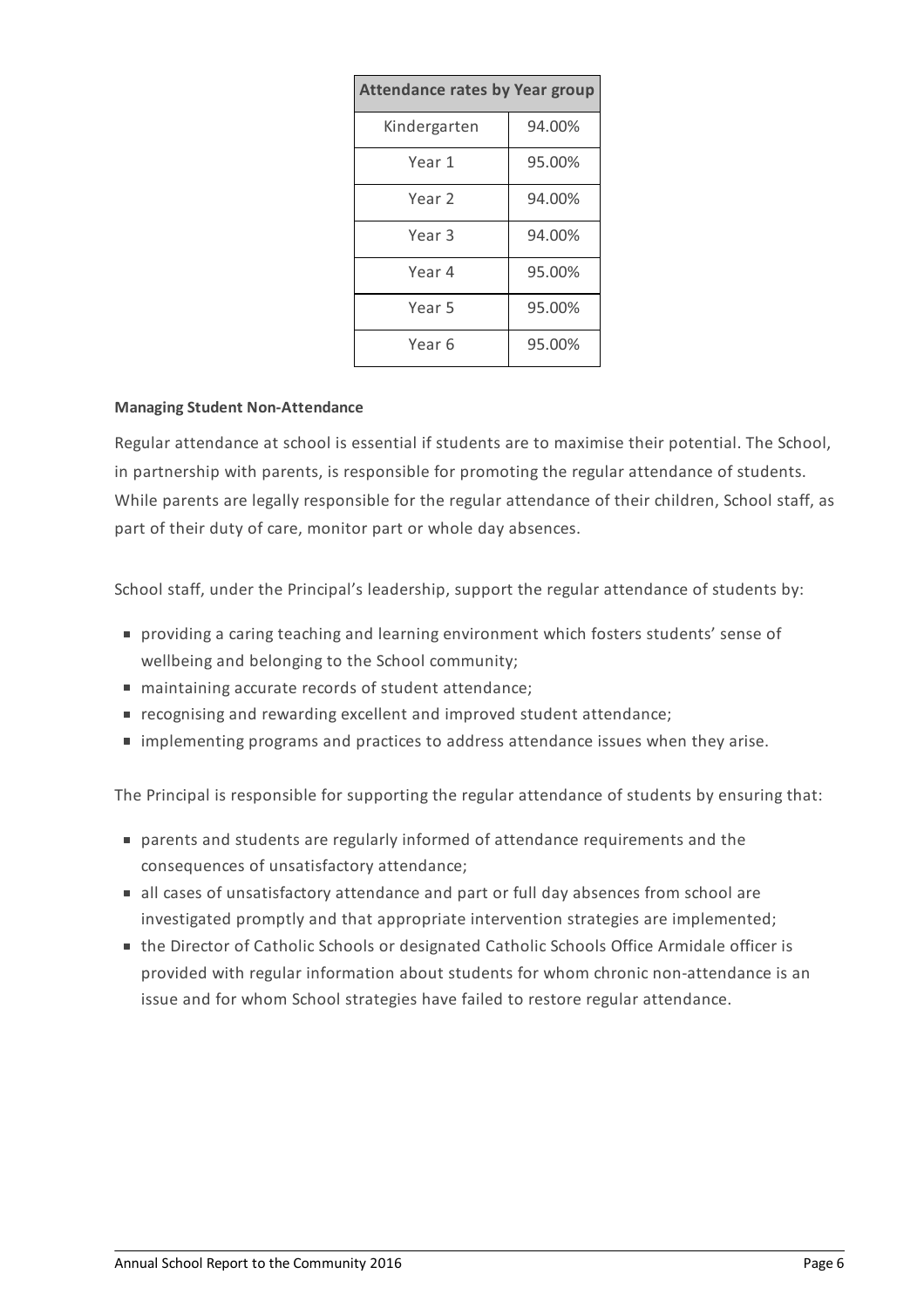| Attendance rates by Year group | |
|---|---|
| Kindergarten | 94.00% |
| Year 1 | 95.00% |
| Year 2 | 94.00% |
| Year 3 | 94.00% |
| Year 4 | 95.00% |
| Year 5 | 95.00% |
| Year 6 | 95.00% |

**Managing Student Non-Attendance**

Regular attendance at school is essential if students are to maximise their potential. The School, in partnership with parents, is responsible for promoting the regular attendance of students. While parents are legally responsible for the regular attendance of their children, School staff, as part of their duty of care, monitor part or whole day absences.

School staff, under the Principal's leadership, support the regular attendance of students by:

- providing a caring teaching and learning environment which fosters students' sense of wellbeing and belonging to the School community;
- maintaining accurate records of student attendance;
- recognising and rewarding excellent and improved student attendance;
- implementing programs and practices to address attendance issues when they arise.

The Principal is responsible for supporting the regular attendance of students by ensuring that:

- parents and students are regularly informed of attendance requirements and the consequences of unsatisfactory attendance;
- all cases of unsatisfactory attendance and part or full day absences from school are investigated promptly and that appropriate intervention strategies are implemented;
- the Director of Catholic Schools or designated Catholic Schools Office Armidale officer is provided with regular information about students for whom chronic non-attendance is an issue and for whom School strategies have failed to restore regular attendance.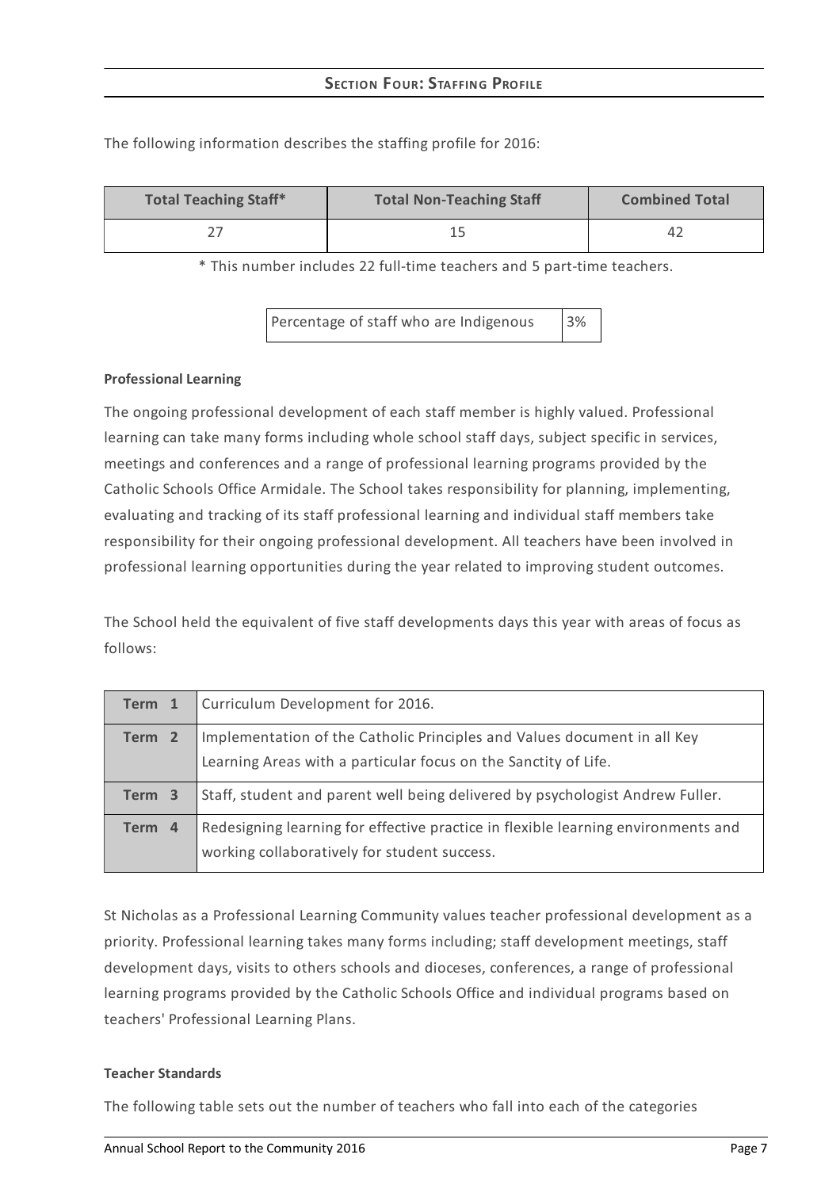## Section Four: Staffing Profile

The following information describes the staffing profile for 2016:

| Total Teaching Staff* | Total Non-Teaching Staff | Combined Total |
|---|---|---|
| 27 | 15 | 42 |

* This number includes 22 full-time teachers and 5 part-time teachers.

| Percentage of staff who are Indigenous | 3% |
|---|---|

**Professional Learning**

The ongoing professional development of each staff member is highly valued. Professional learning can take many forms including whole school staff days, subject specific in services, meetings and conferences and a range of professional learning programs provided by the Catholic Schools Office Armidale. The School takes responsibility for planning, implementing, evaluating and tracking of its staff professional learning and individual staff members take responsibility for their ongoing professional development. All teachers have been involved in professional learning opportunities during the year related to improving student outcomes.

The School held the equivalent of five staff developments days this year with areas of focus as follows:

| Term | Focus |
|---|---|
| **Term 1** | Curriculum Development for 2016. |
| **Term 2** | Implementation of the Catholic Principles and Values document in all Key Learning Areas with a particular focus on the Sanctity of Life. |
| **Term 3** | Staff, student and parent well being delivered by psychologist Andrew Fuller. |
| **Term 4** | Redesigning learning for effective practice in flexible learning environments and working collaboratively for student success. |

St Nicholas as a Professional Learning Community values teacher professional development as a priority. Professional learning takes many forms including; staff development meetings, staff development days, visits to others schools and dioceses, conferences, a range of professional learning programs provided by the Catholic Schools Office and individual programs based on teachers' Professional Learning Plans.

**Teacher Standards**

The following table sets out the number of teachers who fall into each of the categories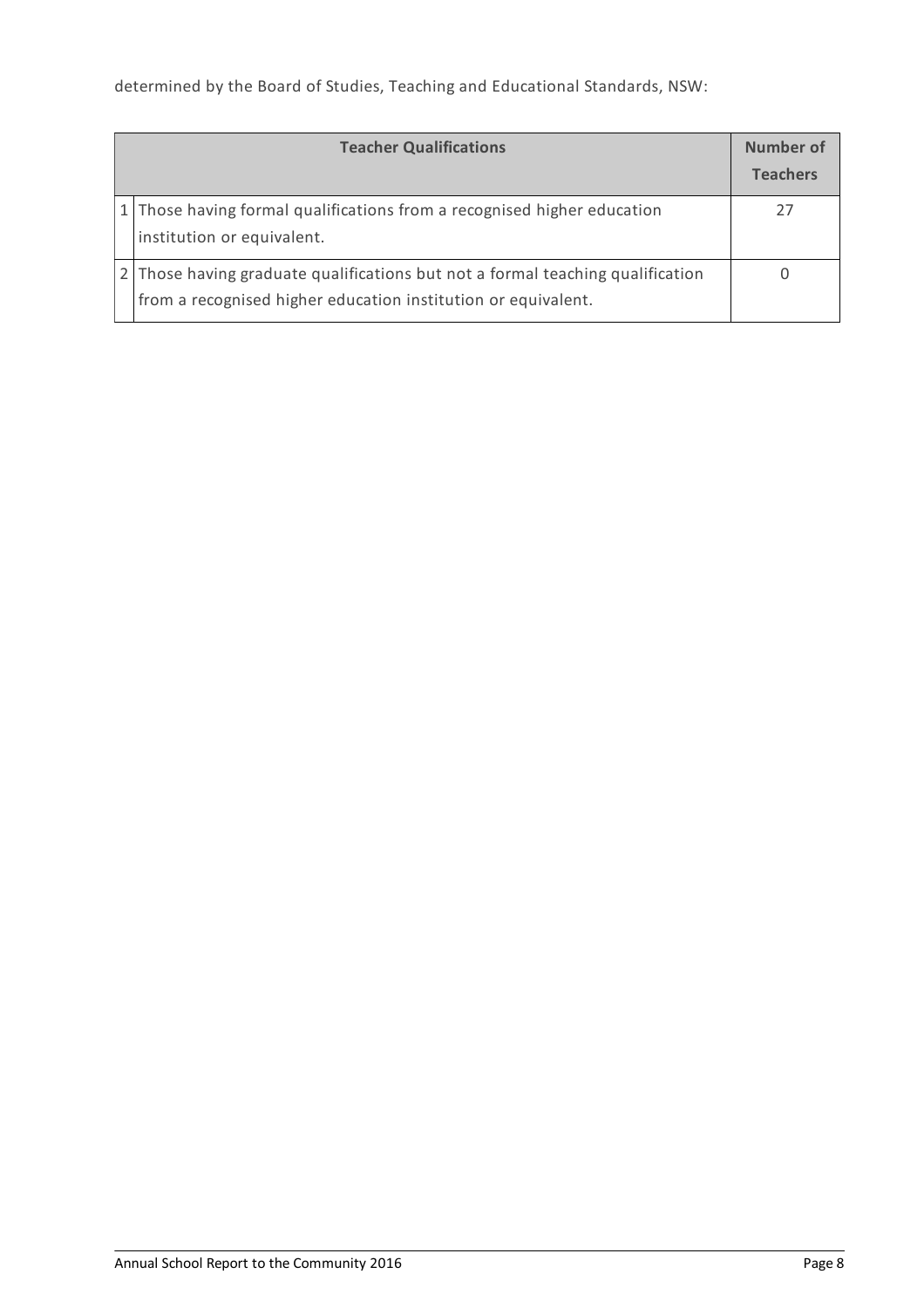determined by the Board of Studies, Teaching and Educational Standards, NSW:

| | Teacher Qualifications | Number of Teachers |
|---|---|---|
| 1 | Those having formal qualifications from a recognised higher education institution or equivalent. | 27 |
| 2 | Those having graduate qualifications but not a formal teaching qualification from a recognised higher education institution or equivalent. | 0 |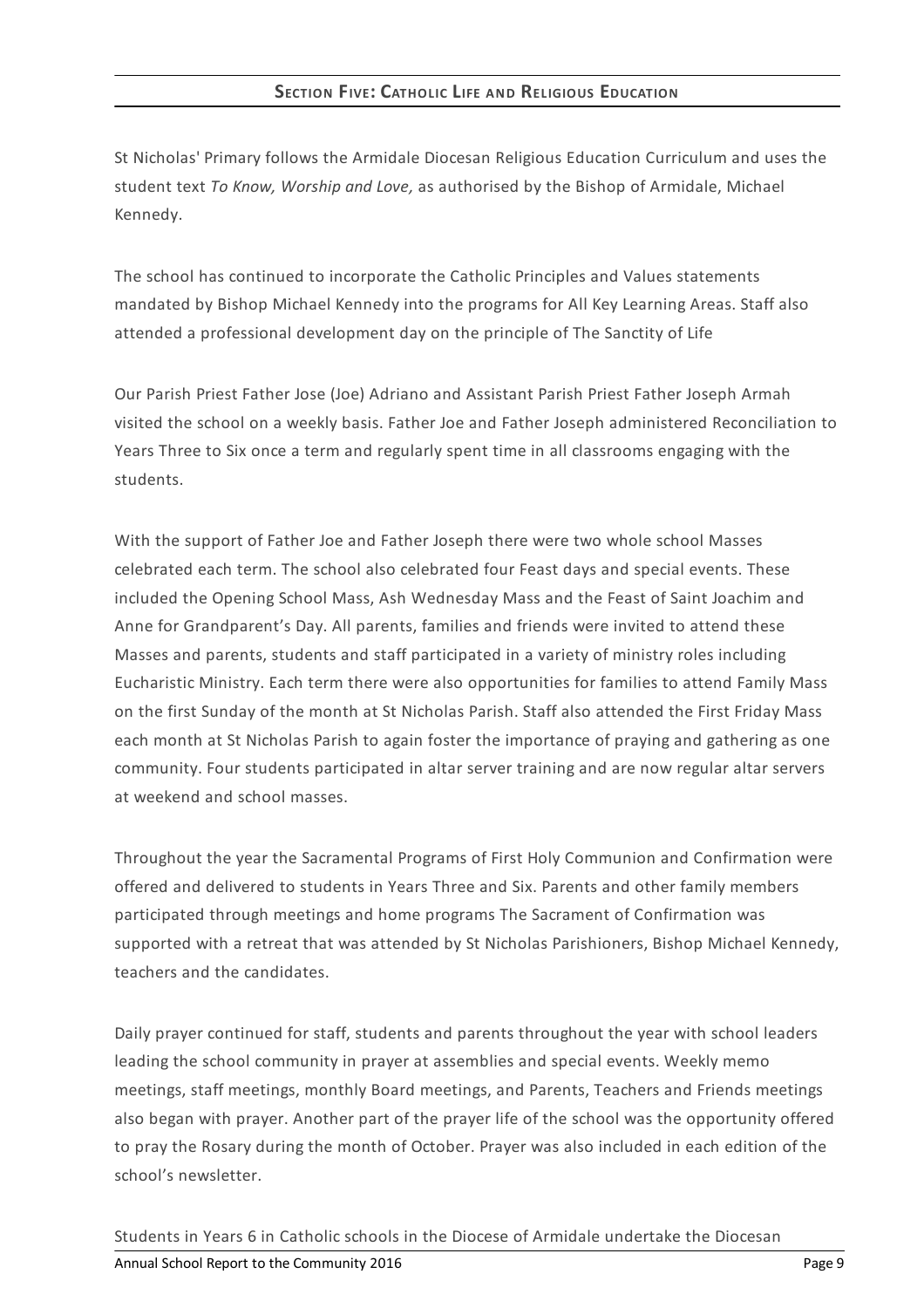## Section Five: Catholic Life and Religious Education

St Nicholas' Primary follows the Armidale Diocesan Religious Education Curriculum and uses the student text *To Know, Worship and Love,* as authorised by the Bishop of Armidale, Michael Kennedy.

The school has continued to incorporate the Catholic Principles and Values statements mandated by Bishop Michael Kennedy into the programs for All Key Learning Areas. Staff also attended a professional development day on the principle of The Sanctity of Life

Our Parish Priest Father Jose (Joe) Adriano and Assistant Parish Priest Father Joseph Armah visited the school on a weekly basis. Father Joe and Father Joseph administered Reconciliation to Years Three to Six once a term and regularly spent time in all classrooms engaging with the students.

With the support of Father Joe and Father Joseph there were two whole school Masses celebrated each term. The school also celebrated four Feast days and special events. These included the Opening School Mass, Ash Wednesday Mass and the Feast of Saint Joachim and Anne for Grandparent's Day. All parents, families and friends were invited to attend these Masses and parents, students and staff participated in a variety of ministry roles including Eucharistic Ministry. Each term there were also opportunities for families to attend Family Mass on the first Sunday of the month at St Nicholas Parish. Staff also attended the First Friday Mass each month at St Nicholas Parish to again foster the importance of praying and gathering as one community. Four students participated in altar server training and are now regular altar servers at weekend and school masses.

Throughout the year the Sacramental Programs of First Holy Communion and Confirmation were offered and delivered to students in Years Three and Six. Parents and other family members participated through meetings and home programs The Sacrament of Confirmation was supported with a retreat that was attended by St Nicholas Parishioners, Bishop Michael Kennedy, teachers and the candidates.

Daily prayer continued for staff, students and parents throughout the year with school leaders leading the school community in prayer at assemblies and special events. Weekly memo meetings, staff meetings, monthly Board meetings, and Parents, Teachers and Friends meetings also began with prayer. Another part of the prayer life of the school was the opportunity offered to pray the Rosary during the month of October. Prayer was also included in each edition of the school's newsletter.

Students in Years 6 in Catholic schools in the Diocese of Armidale undertake the Diocesan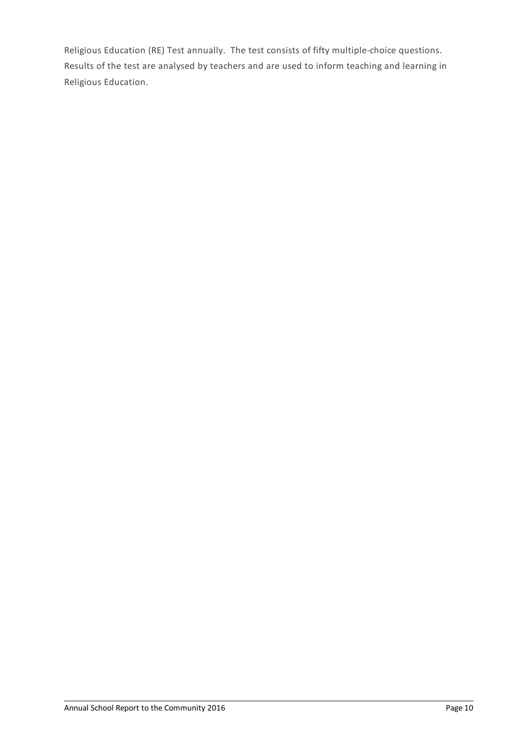Religious Education (RE) Test annually. The test consists of fifty multiple-choice questions. Results of the test are analysed by teachers and are used to inform teaching and learning in Religious Education.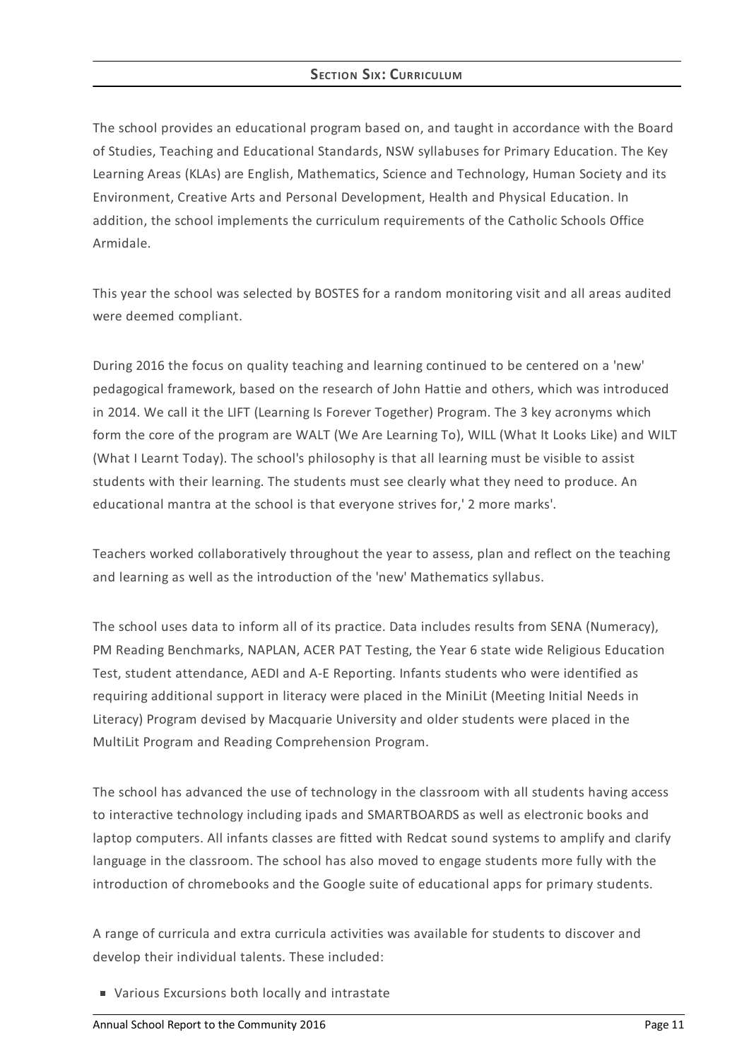## SECTION SIX: CURRICULUM

The school provides an educational program based on, and taught in accordance with the Board of Studies, Teaching and Educational Standards, NSW syllabuses for Primary Education. The Key Learning Areas (KLAs) are English, Mathematics, Science and Technology, Human Society and its Environment, Creative Arts and Personal Development, Health and Physical Education. In addition, the school implements the curriculum requirements of the Catholic Schools Office Armidale.

This year the school was selected by BOSTES for a random monitoring visit and all areas audited were deemed compliant.

During 2016 the focus on quality teaching and learning continued to be centered on a 'new' pedagogical framework, based on the research of John Hattie and others, which was introduced in 2014. We call it the LIFT (Learning Is Forever Together) Program. The 3 key acronyms which form the core of the program are WALT (We Are Learning To), WILL (What It Looks Like) and WILT (What I Learnt Today). The school's philosophy is that all learning must be visible to assist students with their learning. The students must see clearly what they need to produce. An educational mantra at the school is that everyone strives for,' 2 more marks'.

Teachers worked collaboratively throughout the year to assess, plan and reflect on the teaching and learning as well as the introduction of the 'new' Mathematics syllabus.

The school uses data to inform all of its practice. Data includes results from SENA (Numeracy), PM Reading Benchmarks, NAPLAN, ACER PAT Testing, the Year 6 state wide Religious Education Test, student attendance, AEDI and A-E Reporting. Infants students who were identified as requiring additional support in literacy were placed in the MiniLit (Meeting Initial Needs in Literacy) Program devised by Macquarie University and older students were placed in the MultiLit Program and Reading Comprehension Program.

The school has advanced the use of technology in the classroom with all students having access to interactive technology including ipads and SMARTBOARDS as well as electronic books and laptop computers. All infants classes are fitted with Redcat sound systems to amplify and clarify language in the classroom. The school has also moved to engage students more fully with the introduction of chromebooks and the Google suite of educational apps for primary students.

A range of curricula and extra curricula activities was available for students to discover and develop their individual talents. These included:

- Various Excursions both locally and intrastate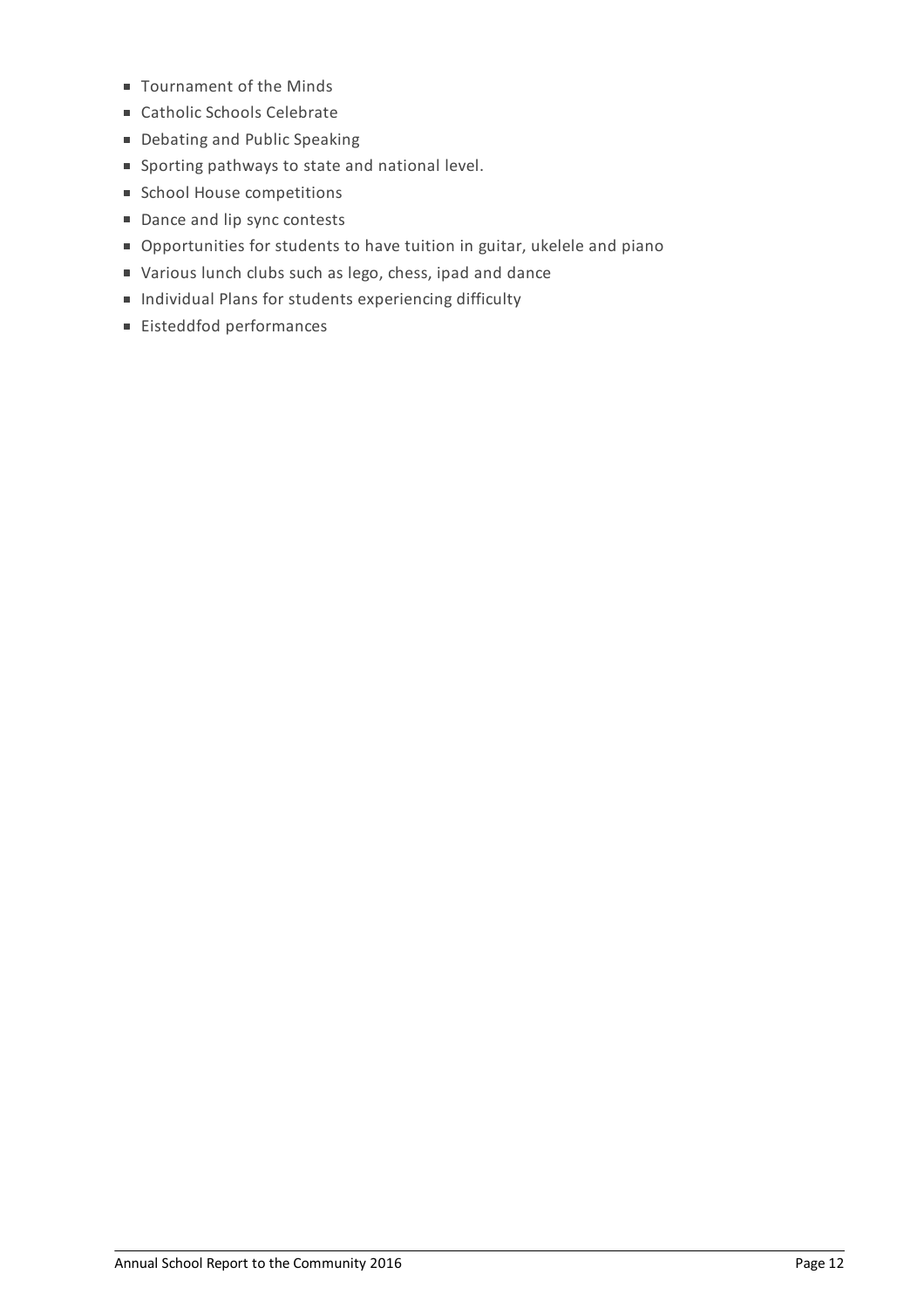- Tournament of the Minds
- Catholic Schools Celebrate
- Debating and Public Speaking
- Sporting pathways to state and national level.
- School House competitions
- Dance and lip sync contests
- Opportunities for students to have tuition in guitar, ukelele and piano
- Various lunch clubs such as lego, chess, ipad and dance
- Individual Plans for students experiencing difficulty
- Eisteddfod performances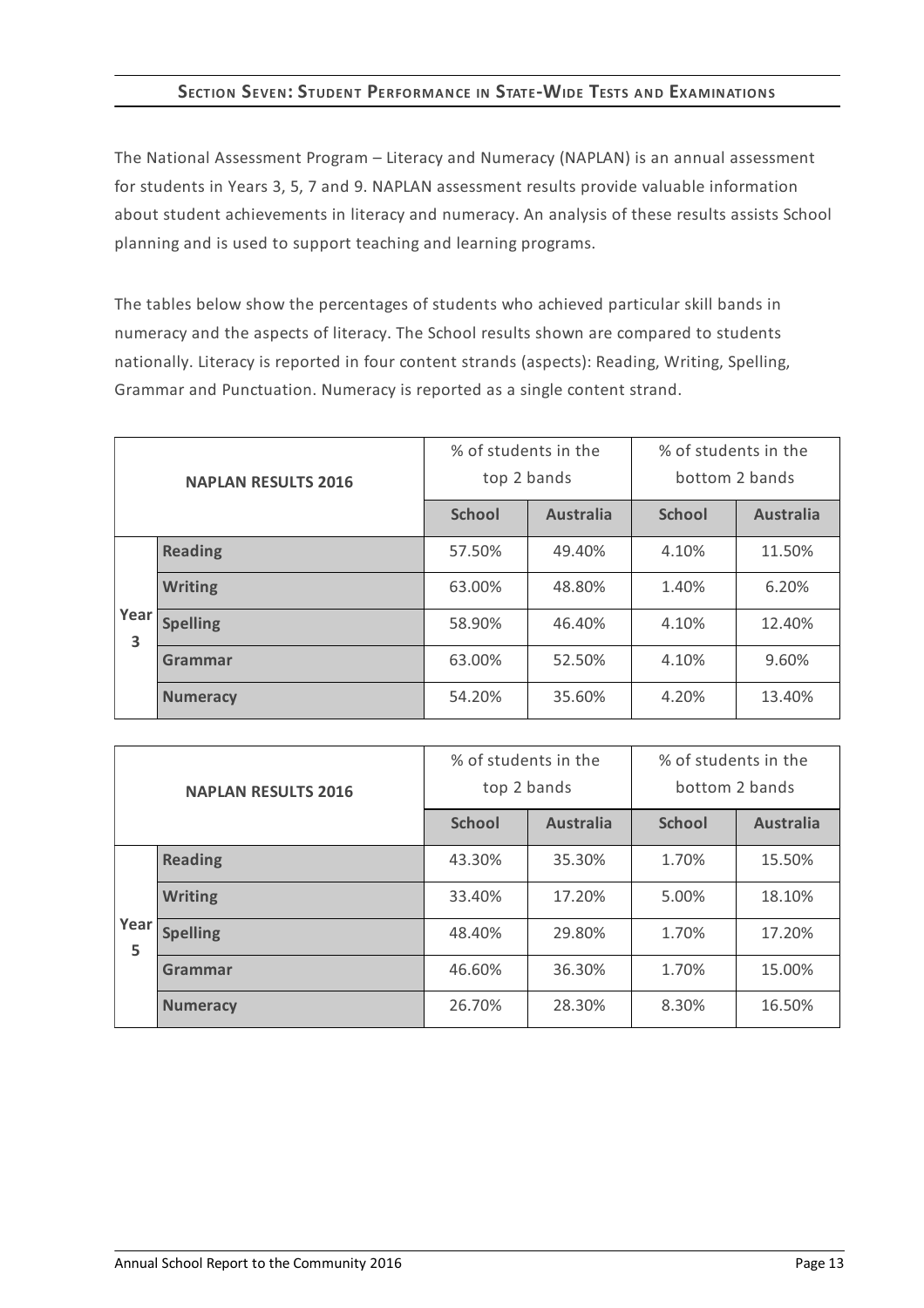## Section Seven: Student Performance in State-Wide Tests and Examinations

The National Assessment Program – Literacy and Numeracy (NAPLAN) is an annual assessment for students in Years 3, 5, 7 and 9. NAPLAN assessment results provide valuable information about student achievements in literacy and numeracy. An analysis of these results assists School planning and is used to support teaching and learning programs.

The tables below show the percentages of students who achieved particular skill bands in numeracy and the aspects of literacy. The School results shown are compared to students nationally. Literacy is reported in four content strands (aspects): Reading, Writing, Spelling, Grammar and Punctuation. Numeracy is reported as a single content strand.

| NAPLAN RESULTS 2016 | | % of students in the top 2 bands | | % of students in the bottom 2 bands | |
|---|---|---|---|---|---|
| | | **School** | **Australia** | **School** | **Australia** |
| **Year 3** | **Reading** | 57.50% | 49.40% | 4.10% | 11.50% |
| | **Writing** | 63.00% | 48.80% | 1.40% | 6.20% |
| | **Spelling** | 58.90% | 46.40% | 4.10% | 12.40% |
| | **Grammar** | 63.00% | 52.50% | 4.10% | 9.60% |
| | **Numeracy** | 54.20% | 35.60% | 4.20% | 13.40% |

| NAPLAN RESULTS 2016 | | % of students in the top 2 bands | | % of students in the bottom 2 bands | |
|---|---|---|---|---|---|
| | | **School** | **Australia** | **School** | **Australia** |
| **Year 5** | **Reading** | 43.30% | 35.30% | 1.70% | 15.50% |
| | **Writing** | 33.40% | 17.20% | 5.00% | 18.10% |
| | **Spelling** | 48.40% | 29.80% | 1.70% | 17.20% |
| | **Grammar** | 46.60% | 36.30% | 1.70% | 15.00% |
| | **Numeracy** | 26.70% | 28.30% | 8.30% | 16.50% |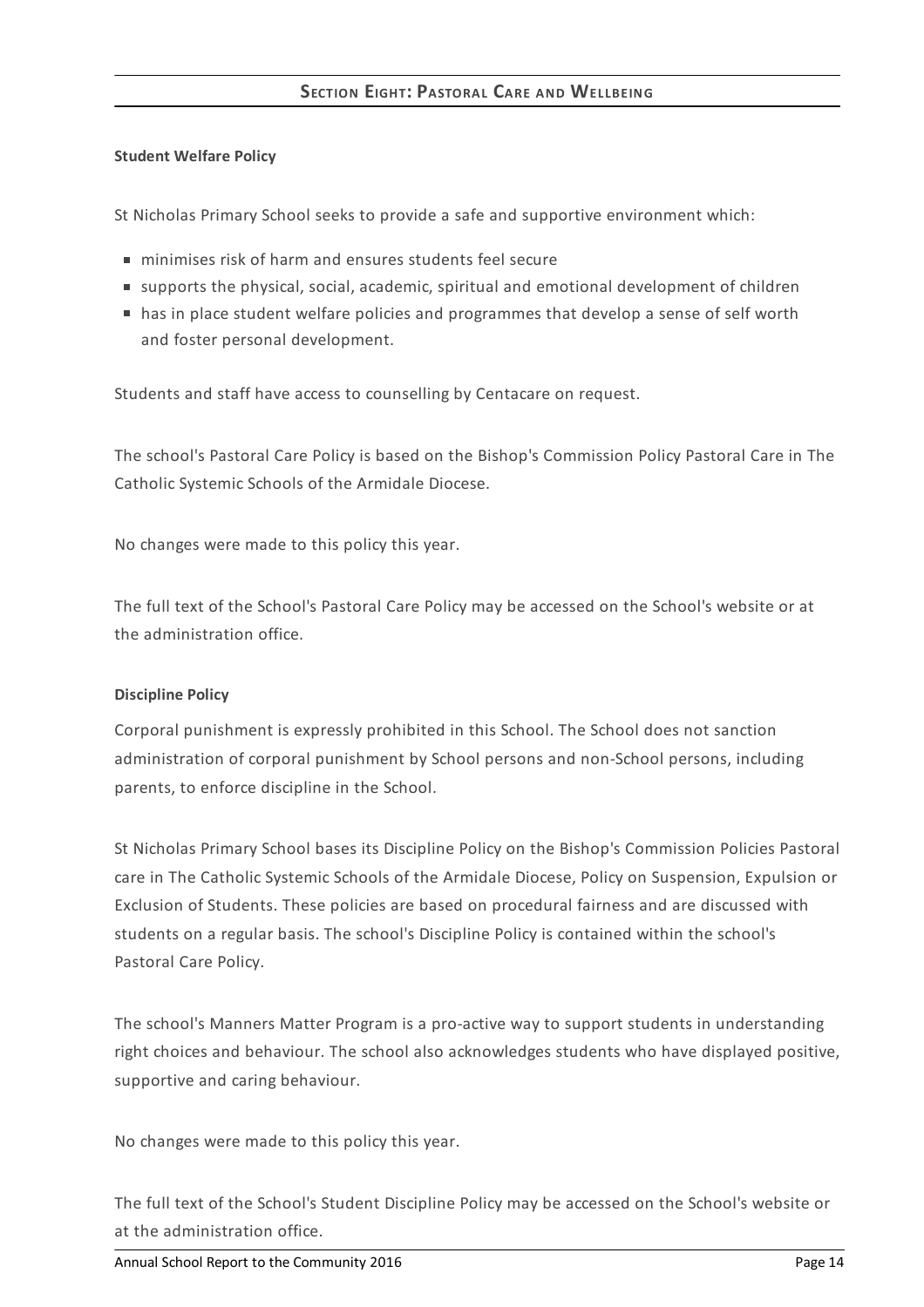## Section Eight: Pastoral Care and Wellbeing

**Student Welfare Policy**

St Nicholas Primary School seeks to provide a safe and supportive environment which:

- minimises risk of harm and ensures students feel secure
- supports the physical, social, academic, spiritual and emotional development of children
- has in place student welfare policies and programmes that develop a sense of self worth and foster personal development.

Students and staff have access to counselling by Centacare on request.

The school's Pastoral Care Policy is based on the Bishop's Commission Policy Pastoral Care in The Catholic Systemic Schools of the Armidale Diocese.

No changes were made to this policy this year.

The full text of the School's Pastoral Care Policy may be accessed on the School's website or at the administration office.

**Discipline Policy**

Corporal punishment is expressly prohibited in this School. The School does not sanction administration of corporal punishment by School persons and non-School persons, including parents, to enforce discipline in the School.

St Nicholas Primary School bases its Discipline Policy on the Bishop's Commission Policies Pastoral care in The Catholic Systemic Schools of the Armidale Diocese, Policy on Suspension, Expulsion or Exclusion of Students. These policies are based on procedural fairness and are discussed with students on a regular basis. The school's Discipline Policy is contained within the school's Pastoral Care Policy.

The school's Manners Matter Program is a pro-active way to support students in understanding right choices and behaviour. The school also acknowledges students who have displayed positive, supportive and caring behaviour.

No changes were made to this policy this year.

The full text of the School's Student Discipline Policy may be accessed on the School's website or at the administration office.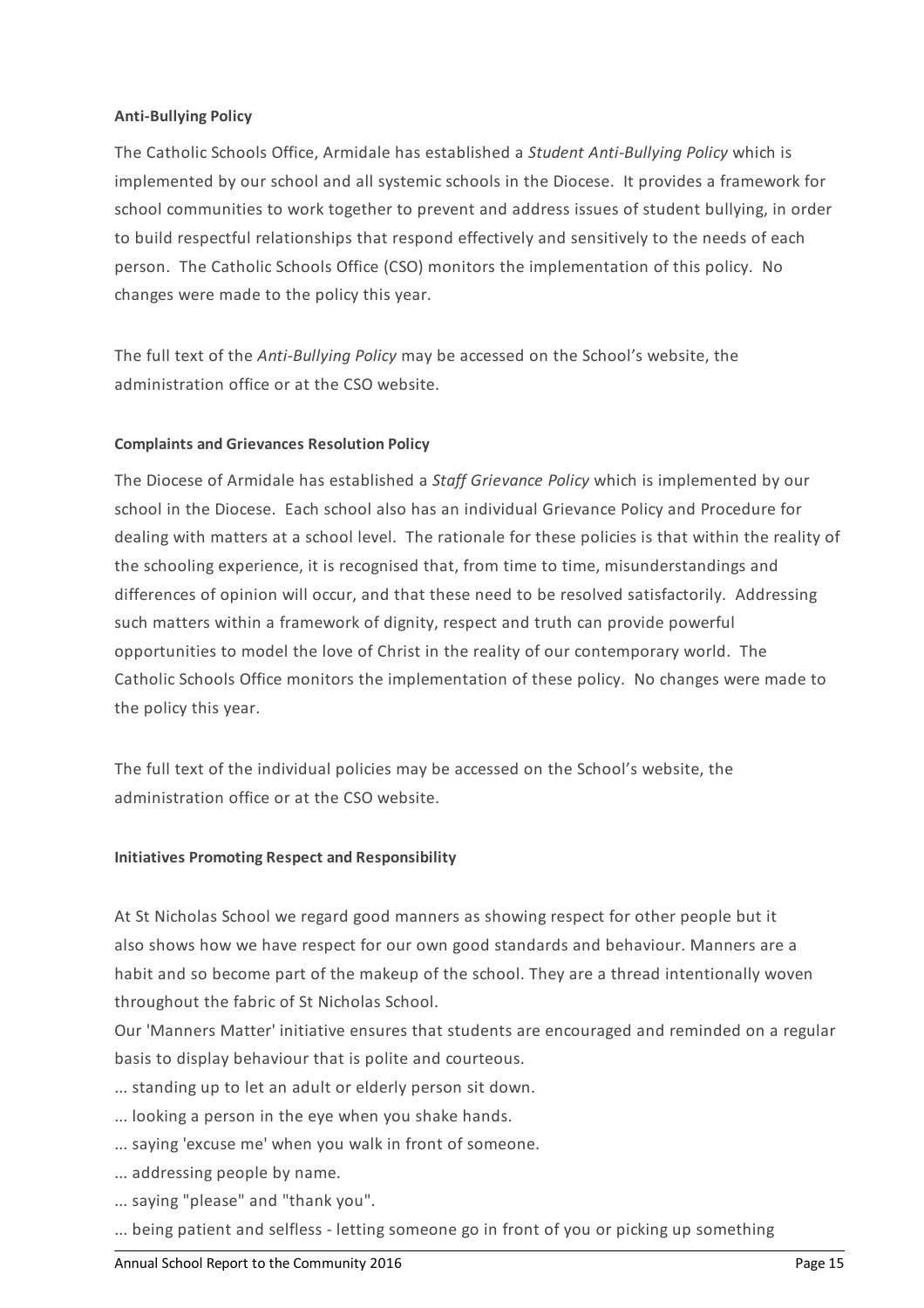**Anti-Bullying Policy**

The Catholic Schools Office, Armidale has established a *Student Anti-Bullying Policy* which is implemented by our school and all systemic schools in the Diocese. It provides a framework for school communities to work together to prevent and address issues of student bullying, in order to build respectful relationships that respond effectively and sensitively to the needs of each person. The Catholic Schools Office (CSO) monitors the implementation of this policy. No changes were made to the policy this year.

The full text of the *Anti-Bullying Policy* may be accessed on the School's website, the administration office or at the CSO website.

**Complaints and Grievances Resolution Policy**

The Diocese of Armidale has established a *Staff Grievance Policy* which is implemented by our school in the Diocese. Each school also has an individual Grievance Policy and Procedure for dealing with matters at a school level. The rationale for these policies is that within the reality of the schooling experience, it is recognised that, from time to time, misunderstandings and differences of opinion will occur, and that these need to be resolved satisfactorily. Addressing such matters within a framework of dignity, respect and truth can provide powerful opportunities to model the love of Christ in the reality of our contemporary world. The Catholic Schools Office monitors the implementation of these policy. No changes were made to the policy this year.

The full text of the individual policies may be accessed on the School's website, the administration office or at the CSO website.

**Initiatives Promoting Respect and Responsibility**

At St Nicholas School we regard good manners as showing respect for other people but it also shows how we have respect for our own good standards and behaviour. Manners are a habit and so become part of the makeup of the school. They are a thread intentionally woven throughout the fabric of St Nicholas School.
Our 'Manners Matter' initiative ensures that students are encouraged and reminded on a regular basis to display behaviour that is polite and courteous.

... standing up to let an adult or elderly person sit down.
... looking a person in the eye when you shake hands.
... saying 'excuse me' when you walk in front of someone.
... addressing people by name.
... saying "please" and "thank you".
... being patient and selfless - letting someone go in front of you or picking up something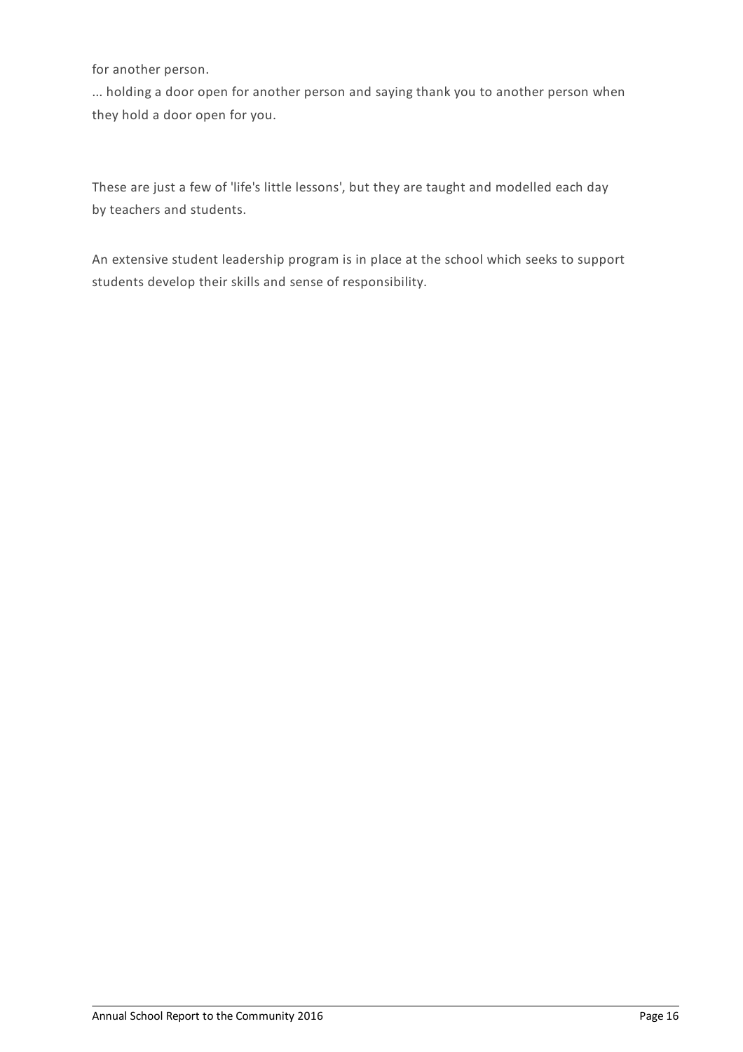for another person.

... holding a door open for another person and saying thank you to another person when they hold a door open for you.

These are just a few of 'life's little lessons', but they are taught and modelled each day by teachers and students.

An extensive student leadership program is in place at the school which seeks to support students develop their skills and sense of responsibility.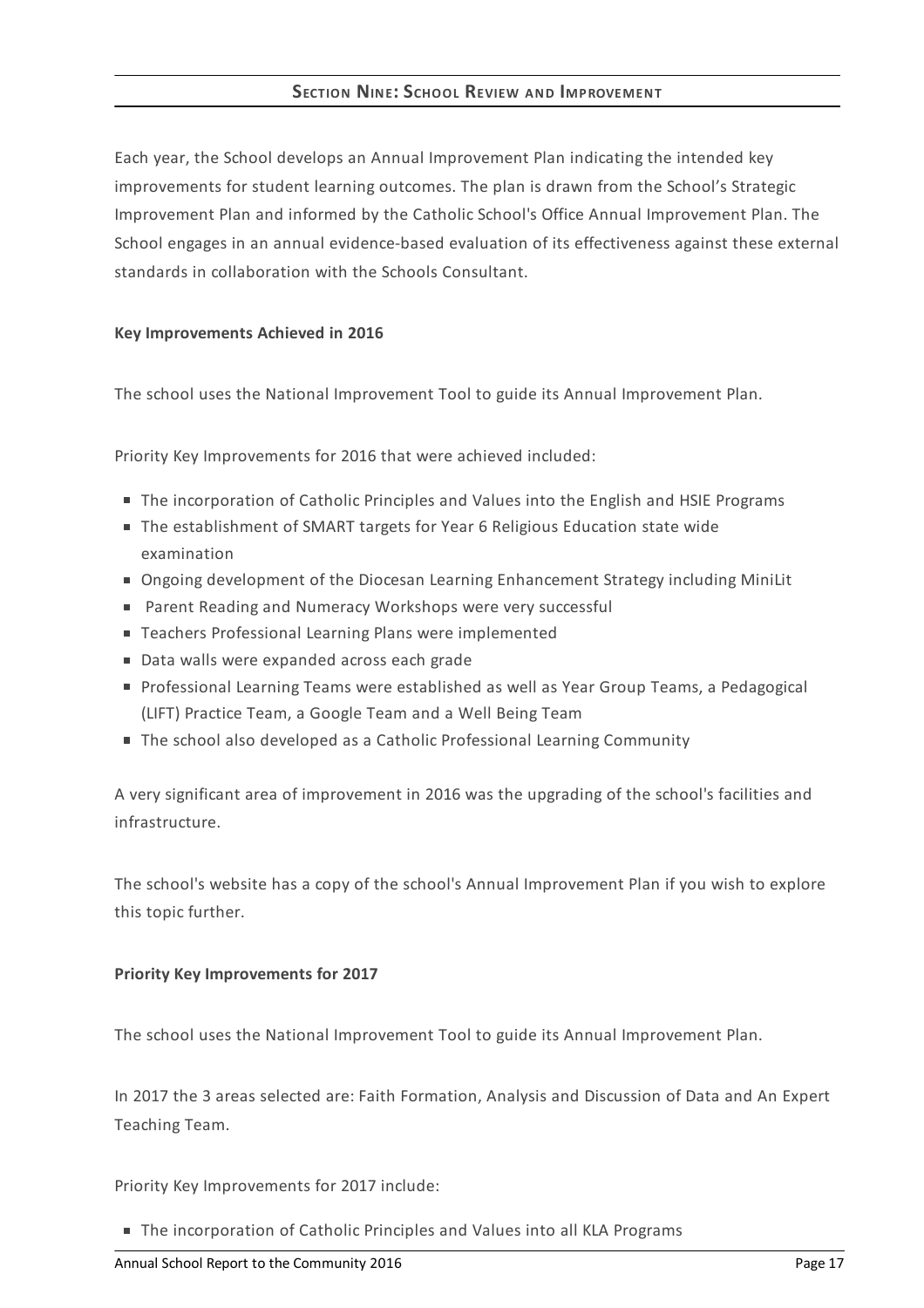## Section Nine: School Review and Improvement

Each year, the School develops an Annual Improvement Plan indicating the intended key improvements for student learning outcomes. The plan is drawn from the School's Strategic Improvement Plan and informed by the Catholic School's Office Annual Improvement Plan. The School engages in an annual evidence-based evaluation of its effectiveness against these external standards in collaboration with the Schools Consultant.

**Key Improvements Achieved in 2016**

The school uses the National Improvement Tool to guide its Annual Improvement Plan.

Priority Key Improvements for 2016 that were achieved included:

- The incorporation of Catholic Principles and Values into the English and HSIE Programs
- The establishment of SMART targets for Year 6 Religious Education state wide examination
- Ongoing development of the Diocesan Learning Enhancement Strategy including MiniLit
- Parent Reading and Numeracy Workshops were very successful
- Teachers Professional Learning Plans were implemented
- Data walls were expanded across each grade
- Professional Learning Teams were established as well as Year Group Teams, a Pedagogical (LIFT) Practice Team, a Google Team and a Well Being Team
- The school also developed as a Catholic Professional Learning Community

A very significant area of improvement in 2016 was the upgrading of the school's facilities and infrastructure.

The school's website has a copy of the school's Annual Improvement Plan if you wish to explore this topic further.

**Priority Key Improvements for 2017**

The school uses the National Improvement Tool to guide its Annual Improvement Plan.

In 2017 the 3 areas selected are: Faith Formation, Analysis and Discussion of Data and An Expert Teaching Team.

Priority Key Improvements for 2017 include:

- The incorporation of Catholic Principles and Values into all KLA Programs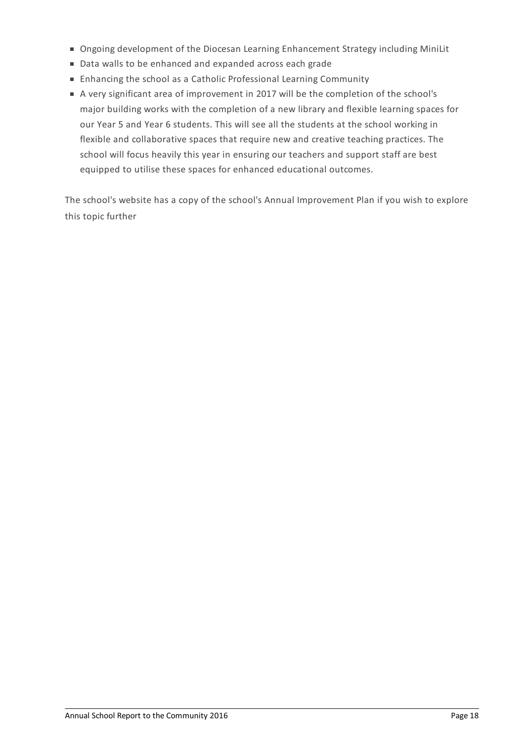- Ongoing development of the Diocesan Learning Enhancement Strategy including MiniLit
- Data walls to be enhanced and expanded across each grade
- Enhancing the school as a Catholic Professional Learning Community
- A very significant area of improvement in 2017 will be the completion of the school's major building works with the completion of a new library and flexible learning spaces for our Year 5 and Year 6 students. This will see all the students at the school working in flexible and collaborative spaces that require new and creative teaching practices. The school will focus heavily this year in ensuring our teachers and support staff are best equipped to utilise these spaces for enhanced educational outcomes.

The school's website has a copy of the school's Annual Improvement Plan if you wish to explore this topic further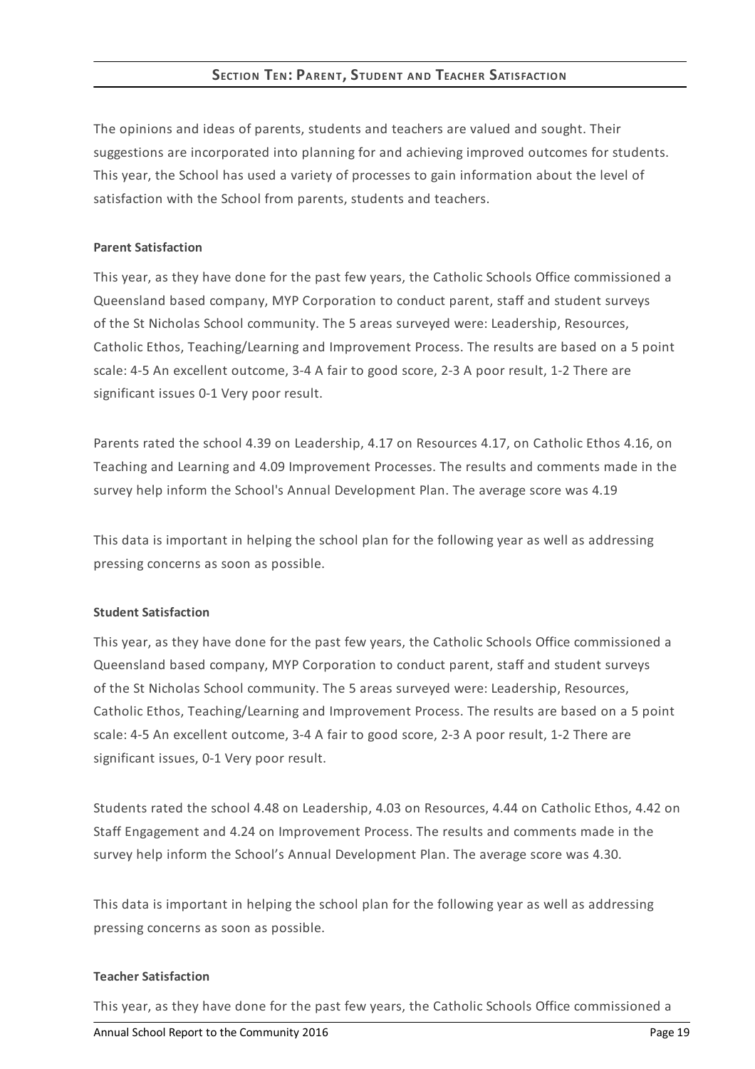## Section Ten: Parent, Student and Teacher Satisfaction

The opinions and ideas of parents, students and teachers are valued and sought. Their suggestions are incorporated into planning for and achieving improved outcomes for students. This year, the School has used a variety of processes to gain information about the level of satisfaction with the School from parents, students and teachers.

**Parent Satisfaction**

This year, as they have done for the past few years, the Catholic Schools Office commissioned a Queensland based company, MYP Corporation to conduct parent, staff and student surveys of the St Nicholas School community. The 5 areas surveyed were: Leadership, Resources, Catholic Ethos, Teaching/Learning and Improvement Process. The results are based on a 5 point scale: 4-5 An excellent outcome, 3-4 A fair to good score, 2-3 A poor result, 1-2 There are significant issues 0-1 Very poor result.

Parents rated the school 4.39 on Leadership, 4.17 on Resources 4.17, on Catholic Ethos 4.16, on Teaching and Learning and 4.09 Improvement Processes. The results and comments made in the survey help inform the School's Annual Development Plan. The average score was 4.19

This data is important in helping the school plan for the following year as well as addressing pressing concerns as soon as possible.

**Student Satisfaction**

This year, as they have done for the past few years, the Catholic Schools Office commissioned a Queensland based company, MYP Corporation to conduct parent, staff and student surveys of the St Nicholas School community. The 5 areas surveyed were: Leadership, Resources, Catholic Ethos, Teaching/Learning and Improvement Process. The results are based on a 5 point scale: 4-5 An excellent outcome, 3-4 A fair to good score, 2-3 A poor result, 1-2 There are significant issues, 0-1 Very poor result.

Students rated the school 4.48 on Leadership, 4.03 on Resources, 4.44 on Catholic Ethos, 4.42 on Staff Engagement and 4.24 on Improvement Process. The results and comments made in the survey help inform the School's Annual Development Plan. The average score was 4.30.

This data is important in helping the school plan for the following year as well as addressing pressing concerns as soon as possible.

**Teacher Satisfaction**

This year, as they have done for the past few years, the Catholic Schools Office commissioned a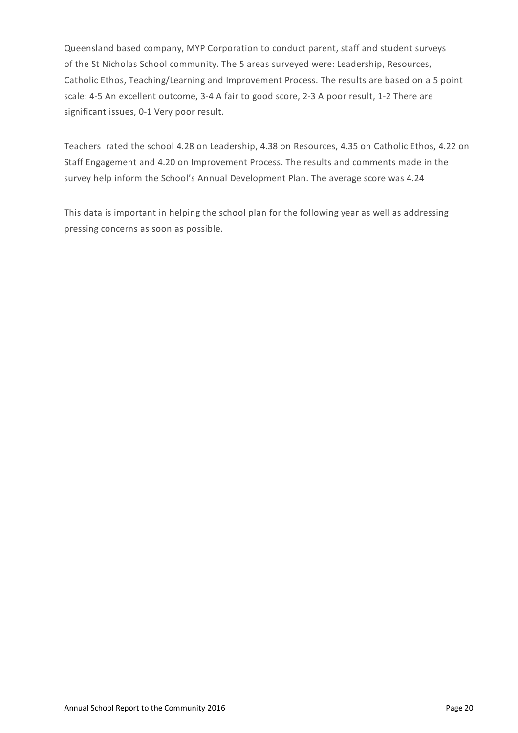Queensland based company, MYP Corporation to conduct parent, staff and student surveys of the St Nicholas School community. The 5 areas surveyed were: Leadership, Resources, Catholic Ethos, Teaching/Learning and Improvement Process. The results are based on a 5 point scale: 4-5 An excellent outcome, 3-4 A fair to good score, 2-3 A poor result, 1-2 There are significant issues, 0-1 Very poor result.

Teachers rated the school 4.28 on Leadership, 4.38 on Resources, 4.35 on Catholic Ethos, 4.22 on Staff Engagement and 4.20 on Improvement Process. The results and comments made in the survey help inform the School's Annual Development Plan. The average score was 4.24

This data is important in helping the school plan for the following year as well as addressing pressing concerns as soon as possible.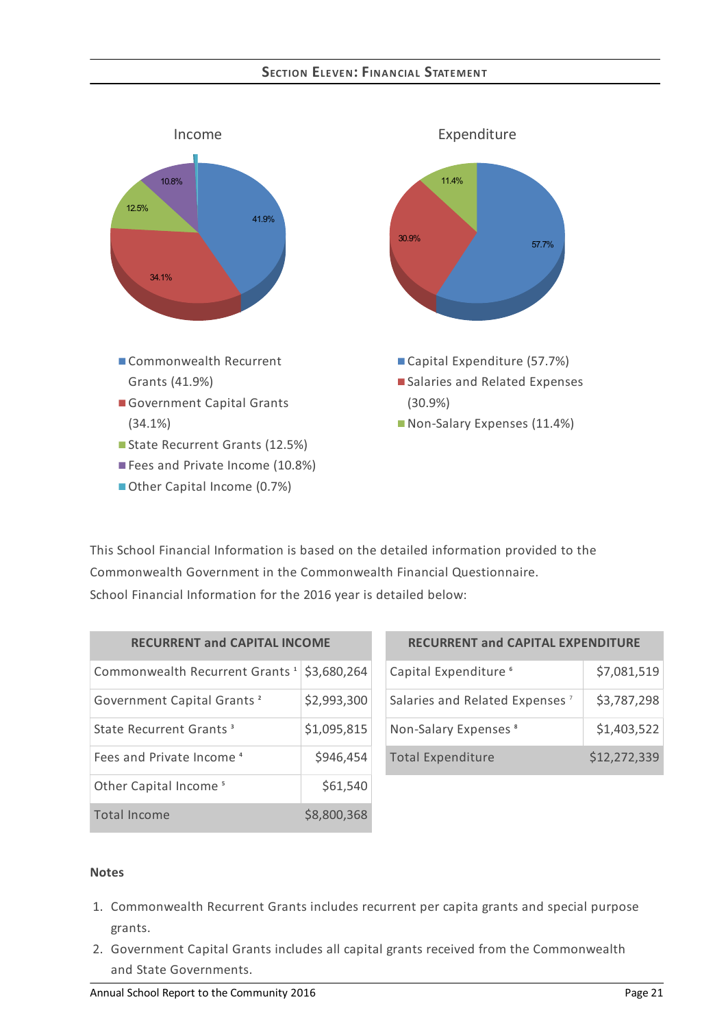## Section Eleven: Financial Statement

Income

- Commonwealth Recurrent Grants (41.9%)
- Government Capital Grants (34.1%)
- State Recurrent Grants (12.5%)
- Fees and Private Income (10.8%)
- Other Capital Income (0.7%)

Expenditure

- Capital Expenditure (57.7%)
- Salaries and Related Expenses (30.9%)
- Non-Salary Expenses (11.4%)

This School Financial Information is based on the detailed information provided to the Commonwealth Government in the Commonwealth Financial Questionnaire.
School Financial Information for the 2016 year is detailed below:

| RECURRENT and CAPITAL INCOME | |
|---|---|
| Commonwealth Recurrent Grants [1] | $3,680,264 |
| Government Capital Grants [2] | $2,993,300 |
| State Recurrent Grants [3] | $1,095,815 |
| Fees and Private Income [4] | $946,454 |
| Other Capital Income [5] | $61,540 |
| Total Income | $8,800,368 |

| RECURRENT and CAPITAL EXPENDITURE | |
|---|---|
| Capital Expenditure [6] | $7,081,519 |
| Salaries and Related Expenses [7] | $3,787,298 |
| Non-Salary Expenses [8] | $1,403,522 |
| Total Expenditure | $12,272,339 |

**Notes**

1. Commonwealth Recurrent Grants includes recurrent per capita grants and special purpose grants.
2. Government Capital Grants includes all capital grants received from the Commonwealth and State Governments.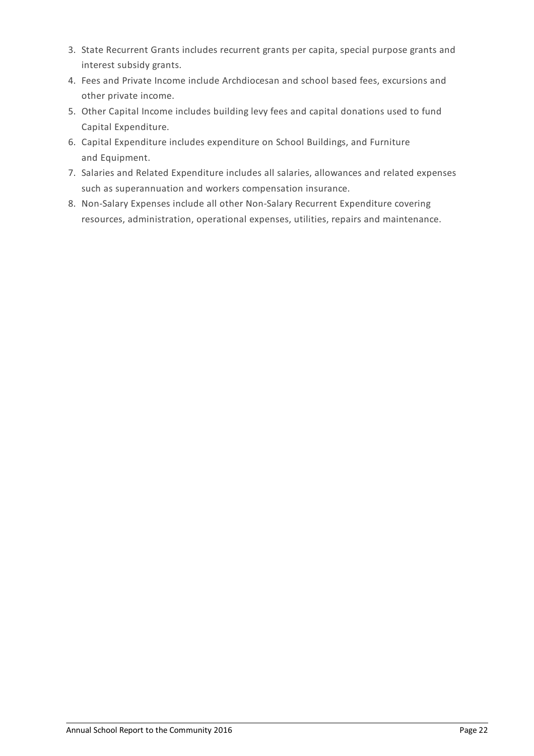3. State Recurrent Grants includes recurrent grants per capita, special purpose grants and interest subsidy grants.
4. Fees and Private Income include Archdiocesan and school based fees, excursions and other private income.
5. Other Capital Income includes building levy fees and capital donations used to fund Capital Expenditure.
6. Capital Expenditure includes expenditure on School Buildings, and Furniture and Equipment.
7. Salaries and Related Expenditure includes all salaries, allowances and related expenses such as superannuation and workers compensation insurance.
8. Non-Salary Expenses include all other Non-Salary Recurrent Expenditure covering resources, administration, operational expenses, utilities, repairs and maintenance.